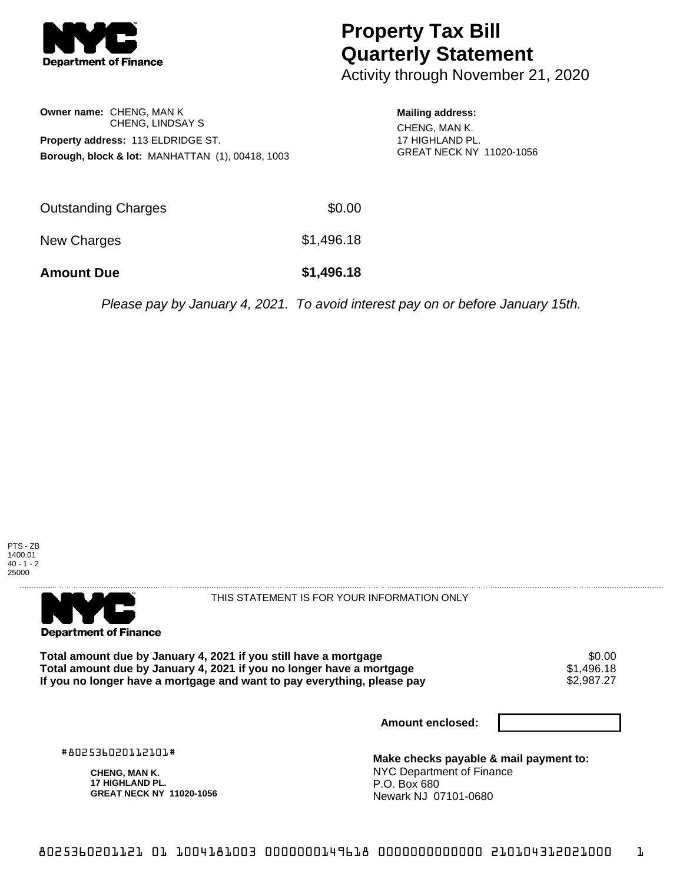NYC Department of Finance

# Property Tax Bill Quarterly Statement

Activity through November 21, 2020

**Owner name:** CHENG, MAN K
CHENG, LINDSAY S

**Property address:** 113 ELDRIDGE ST.

**Borough, block & lot:** MANHATTAN (1), 00418, 1003

**Mailing address:**
CHENG, MAN K.
17 HIGHLAND PL.
GREAT NECK NY 11020-1056

| | |
|---|---|
| Outstanding Charges | $0.00 |
| New Charges | $1,496.18 |
| **Amount Due** | **$1,496.18** |

*Please pay by January 4, 2021. To avoid interest pay on or before January 15th.*

PTS - ZB
1400.01
40 - 1 - 2
25000

NYC Department of Finance

THIS STATEMENT IS FOR YOUR INFORMATION ONLY

| | |
|---|---|
| **Total amount due by January 4, 2021 if you still have a mortgage** | $0.00 |
| **Total amount due by January 4, 2021 if you no longer have a mortgage** | $1,496.18 |
| **If you no longer have a mortgage and want to pay everything, please pay** | $2,987.27 |

**Amount enclosed:**

#802536020112101#

**CHENG, MAN K.**
**17 HIGHLAND PL.**
**GREAT NECK NY 11020-1056**

**Make checks payable & mail payment to:**
NYC Department of Finance
P.O. Box 680
Newark NJ 07101-0680

8025360201121 01 1004181003 0000000149618 0000000000000 210104312021000 1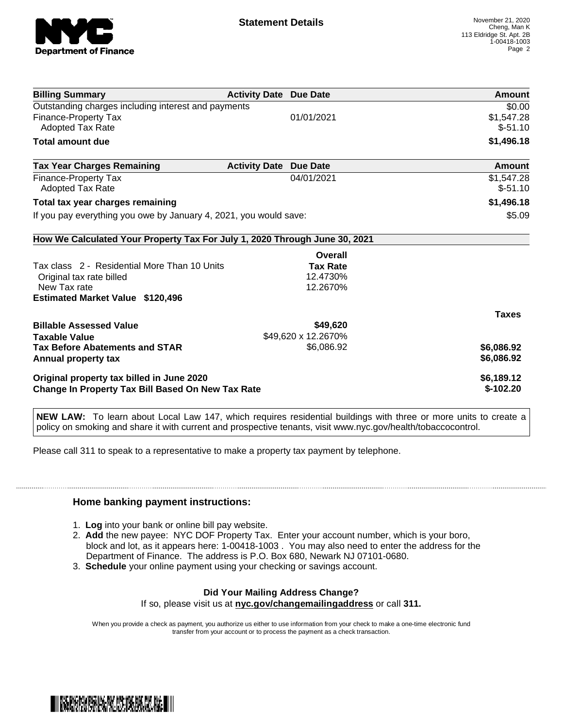# Statement Details

November 21, 2020
Cheng, Man K
113 Eldridge St. Apt. 2B
1-00418-1003

| Billing Summary | Activity Date | Due Date | Amount |
|---|---|---|---|
| Outstanding charges including interest and payments | | | $0.00 |
| Finance-Property Tax | | 01/01/2021 | $1,547.28 |
| Adopted Tax Rate | | | $-51.10 |
| **Total amount due** | | | **$1,496.18** |

| Tax Year Charges Remaining | Activity Date | Due Date | Amount |
|---|---|---|---|
| Finance-Property Tax | | 04/01/2021 | $1,547.28 |
| Adopted Tax Rate | | | $-51.10 |
| **Total tax year charges remaining** | | | **$1,496.18** |
| If you pay everything you owe by January 4, 2021, you would save: | | | $5.09 |

## How We Calculated Your Property Tax For July 1, 2020 Through June 30, 2021

| | Overall Tax Rate | Taxes |
|---|---|---|
| Tax class 2 - Residential More Than 10 Units | | |
| Original tax rate billed | 12.4730% | |
| New Tax rate | 12.2670% | |
| **Estimated Market Value $120,496** | | |
| **Billable Assessed Value** | **$49,620** | |
| **Taxable Value** | $49,620 x 12.2670% | |
| **Tax Before Abatements and STAR** | $6,086.92 | **$6,086.92** |
| **Annual property tax** | | **$6,086.92** |
| **Original property tax billed in June 2020** | | **$6,189.12** |
| **Change In Property Tax Bill Based On New Tax Rate** | | **$-102.20** |

**NEW LAW:** To learn about Local Law 147, which requires residential buildings with three or more units to create a policy on smoking and share it with current and prospective tenants, visit www.nyc.gov/health/tobaccocontrol.

Please call 311 to speak to a representative to make a property tax payment by telephone.

### Home banking payment instructions:

1. **Log** into your bank or online bill pay website.
2. **Add** the new payee: NYC DOF Property Tax. Enter your account number, which is your boro, block and lot, as it appears here: 1-00418-1003 . You may also need to enter the address for the Department of Finance. The address is P.O. Box 680, Newark NJ 07101-0680.
3. **Schedule** your online payment using your checking or savings account.

**Did Your Mailing Address Change?**

If so, please visit us at **nyc.gov/changemailingaddress** or call **311.**

When you provide a check as payment, you authorize us either to use information from your check to make a one-time electronic fund transfer from your account or to process the payment as a check transaction.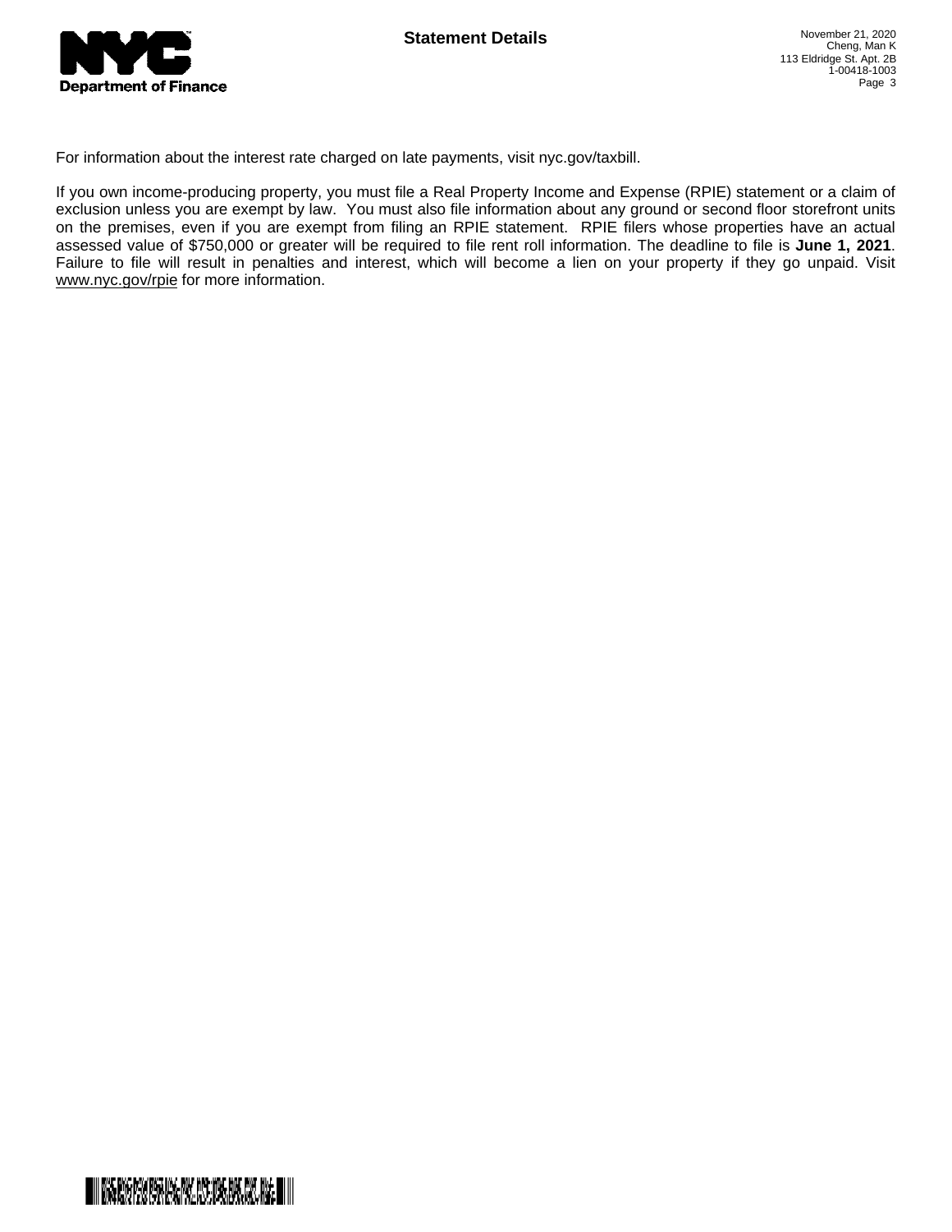For information about the interest rate charged on late payments, visit nyc.gov/taxbill.

If you own income-producing property, you must file a Real Property Income and Expense (RPIE) statement or a claim of exclusion unless you are exempt by law. You must also file information about any ground or second floor storefront units on the premises, even if you are exempt from filing an RPIE statement. RPIE filers whose properties have an actual assessed value of $750,000 or greater will be required to file rent roll information. The deadline to file is **June 1, 2021**. Failure to file will result in penalties and interest, which will become a lien on your property if they go unpaid. Visit www.nyc.gov/rpie for more information.